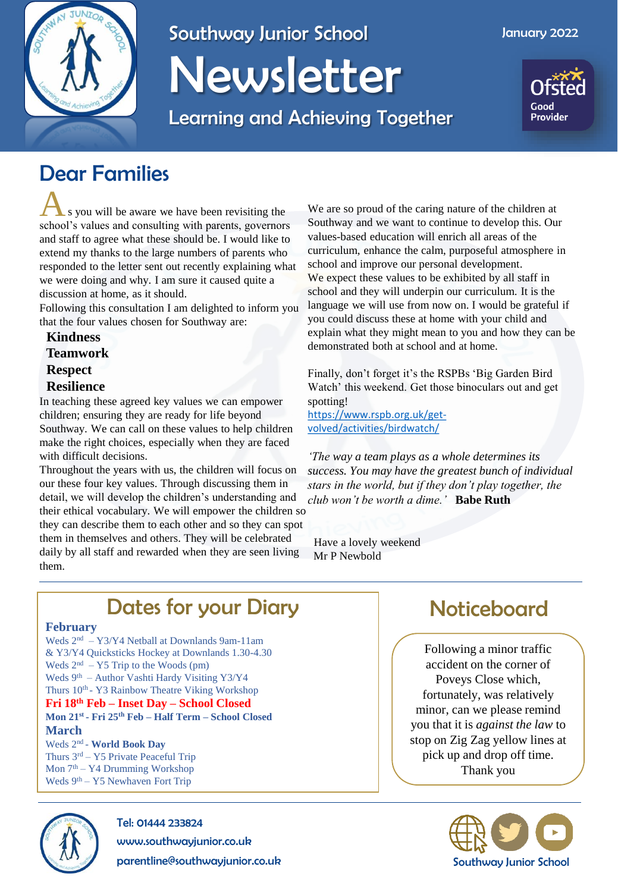# Southway Junior School Newsletter

January 2022

Learning and Achieving Together

Ofsted Good Provider

## Dear Families

As you will be aware we have been revisiting the school's values and consulting with parents, governors and staff to agree what these should be. I would like to extend my thanks to the large numbers of parents who responded to the letter sent out recently explaining what we were doing and why. I am sure it caused quite a discussion at home, as it should.

Following this consultation I am delighted to inform you that the four values chosen for Southway are:

**Kindness**
**Teamwork**
**Respect**
**Resilience**

In teaching these agreed key values we can empower children; ensuring they are ready for life beyond Southway. We can call on these values to help children make the right choices, especially when they are faced with difficult decisions.

Throughout the years with us, the children will focus on our these four key values. Through discussing them in detail, we will develop the children's understanding and their ethical vocabulary. We will empower the children so they can describe them to each other and so they can spot them in themselves and others. They will be celebrated daily by all staff and rewarded when they are seen living them.

We are so proud of the caring nature of the children at Southway and we want to continue to develop this. Our values-based education will enrich all areas of the curriculum, enhance the calm, purposeful atmosphere in school and improve our personal development.

We expect these values to be exhibited by all staff in school and they will underpin our curriculum. It is the language we will use from now on. I would be grateful if you could discuss these at home with your child and explain what they might mean to you and how they can be demonstrated both at school and at home.

Finally, don't forget it's the RSPBs 'Big Garden Bird Watch' this weekend. Get those binoculars out and get spotting!
https://www.rspb.org.uk/get-volved/activities/birdwatch/

*'The way a team plays as a whole determines its success. You may have the greatest bunch of individual stars in the world, but if they don't play together, the club won't be worth a dime.'* **Babe Ruth**

Have a lovely weekend
Mr P Newbold

## Dates for your Diary

**February**

Weds 2nd – Y3/Y4 Netball at Downlands 9am-11am & Y3/Y4 Quicksticks Hockey at Downlands 1.30-4.30
Weds 2nd – Y5 Trip to the Woods (pm)
Weds 9th – Author Vashti Hardy Visiting Y3/Y4
Thurs 10th - Y3 Rainbow Theatre Viking Workshop
**Fri 18th Feb – Inset Day – School Closed**
**Mon 21st - Fri 25th Feb – Half Term – School Closed**

**March**

Weds 2nd - **World Book Day**
Thurs 3rd – Y5 Private Peaceful Trip
Mon 7th – Y4 Drumming Workshop
Weds 9th – Y5 Newhaven Fort Trip

## Noticeboard

Following a minor traffic accident on the corner of Poveys Close which, fortunately, was relatively minor, can we please remind you that it is *against the law* to stop on Zig Zag yellow lines at pick up and drop off time.
Thank you

Tel: 01444 233824
www.southwayjunior.co.uk
parentline@southwayjunior.co.uk

Southway Junior School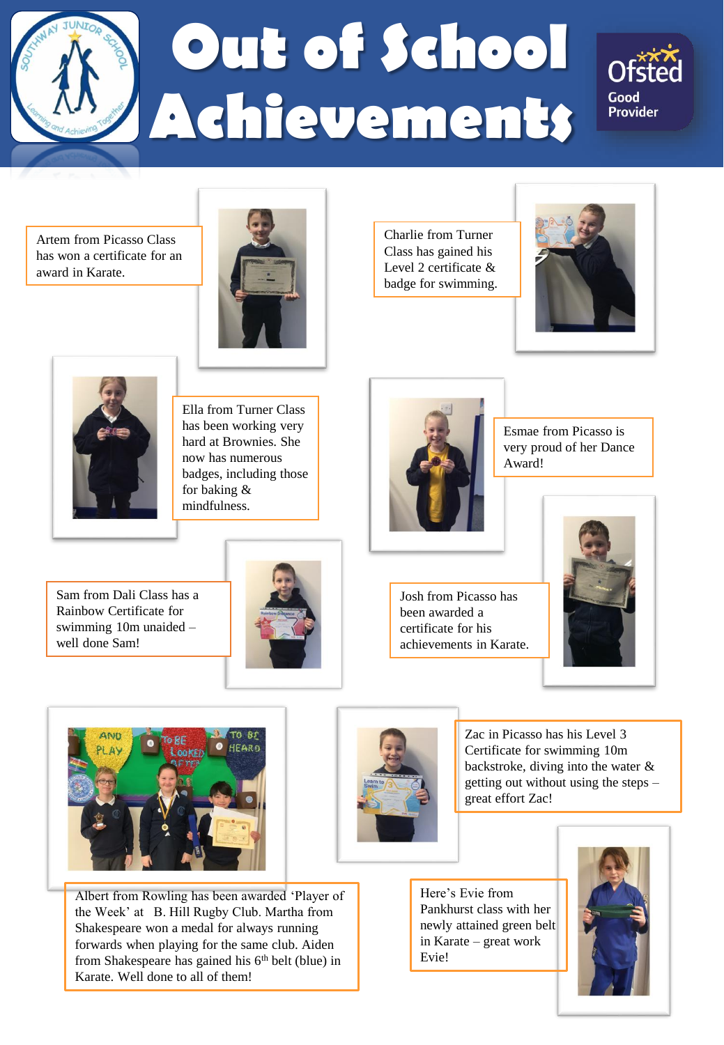# Out of School Achievements

Ofsted Good Provider

Artem from Picasso Class has won a certificate for an award in Karate.

Charlie from Turner Class has gained his Level 2 certificate & badge for swimming.

Ella from Turner Class has been working very hard at Brownies. She now has numerous badges, including those for baking & mindfulness.

Esmae from Picasso is very proud of her Dance Award!

Sam from Dali Class has a Rainbow Certificate for swimming 10m unaided – well done Sam!

Josh from Picasso has been awarded a certificate for his achievements in Karate.

Zac in Picasso has his Level 3 Certificate for swimming 10m backstroke, diving into the water & getting out without using the steps – great effort Zac!

Albert from Rowling has been awarded 'Player of the Week' at B. Hill Rugby Club. Martha from Shakespeare won a medal for always running forwards when playing for the same club. Aiden from Shakespeare has gained his 6th belt (blue) in Karate. Well done to all of them!

Here's Evie from Pankhurst class with her newly attained green belt in Karate – great work Evie!